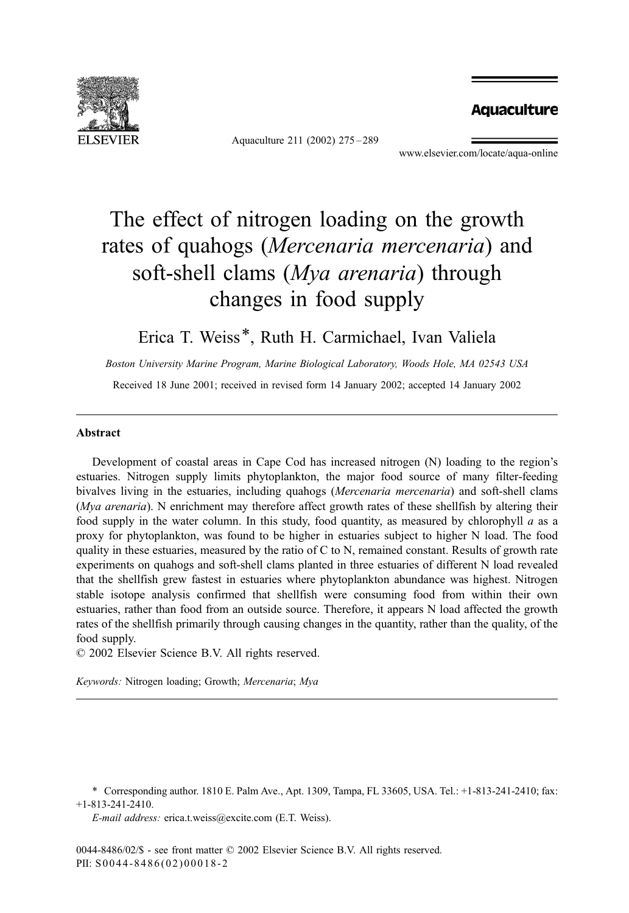# The effect of nitrogen loading on the growth rates of quahogs (*Mercenaria mercenaria*) and soft-shell clams (*Mya arenaria*) through changes in food supply

Erica T. Weiss*, Ruth H. Carmichael, Ivan Valiela

*Boston University Marine Program, Marine Biological Laboratory, Woods Hole, MA 02543 USA*

Received 18 June 2001; received in revised form 14 January 2002; accepted 14 January 2002

## Abstract

Development of coastal areas in Cape Cod has increased nitrogen (N) loading to the region's estuaries. Nitrogen supply limits phytoplankton, the major food source of many filter-feeding bivalves living in the estuaries, including quahogs (*Mercenaria mercenaria*) and soft-shell clams (*Mya arenaria*). N enrichment may therefore affect growth rates of these shellfish by altering their food supply in the water column. In this study, food quantity, as measured by chlorophyll *a* as a proxy for phytoplankton, was found to be higher in estuaries subject to higher N load. The food quality in these estuaries, measured by the ratio of C to N, remained constant. Results of growth rate experiments on quahogs and soft-shell clams planted in three estuaries of different N load revealed that the shellfish grew fastest in estuaries where phytoplankton abundance was highest. Nitrogen stable isotope analysis confirmed that shellfish were consuming food from within their own estuaries, rather than food from an outside source. Therefore, it appears N load affected the growth rates of the shellfish primarily through causing changes in the quantity, rather than the quality, of the food supply.

© 2002 Elsevier Science B.V. All rights reserved.

*Keywords:* Nitrogen loading; Growth; *Mercenaria*; *Mya*

---

\* Corresponding author. 1810 E. Palm Ave., Apt. 1309, Tampa, FL 33605, USA. Tel.: +1-813-241-2410; fax: +1-813-241-2410.

*E-mail address:* erica.t.weiss@excite.com (E.T. Weiss).

0044-8486/02/$ - see front matter © 2002 Elsevier Science B.V. All rights reserved.
PII: S0044-8486(02)00018-2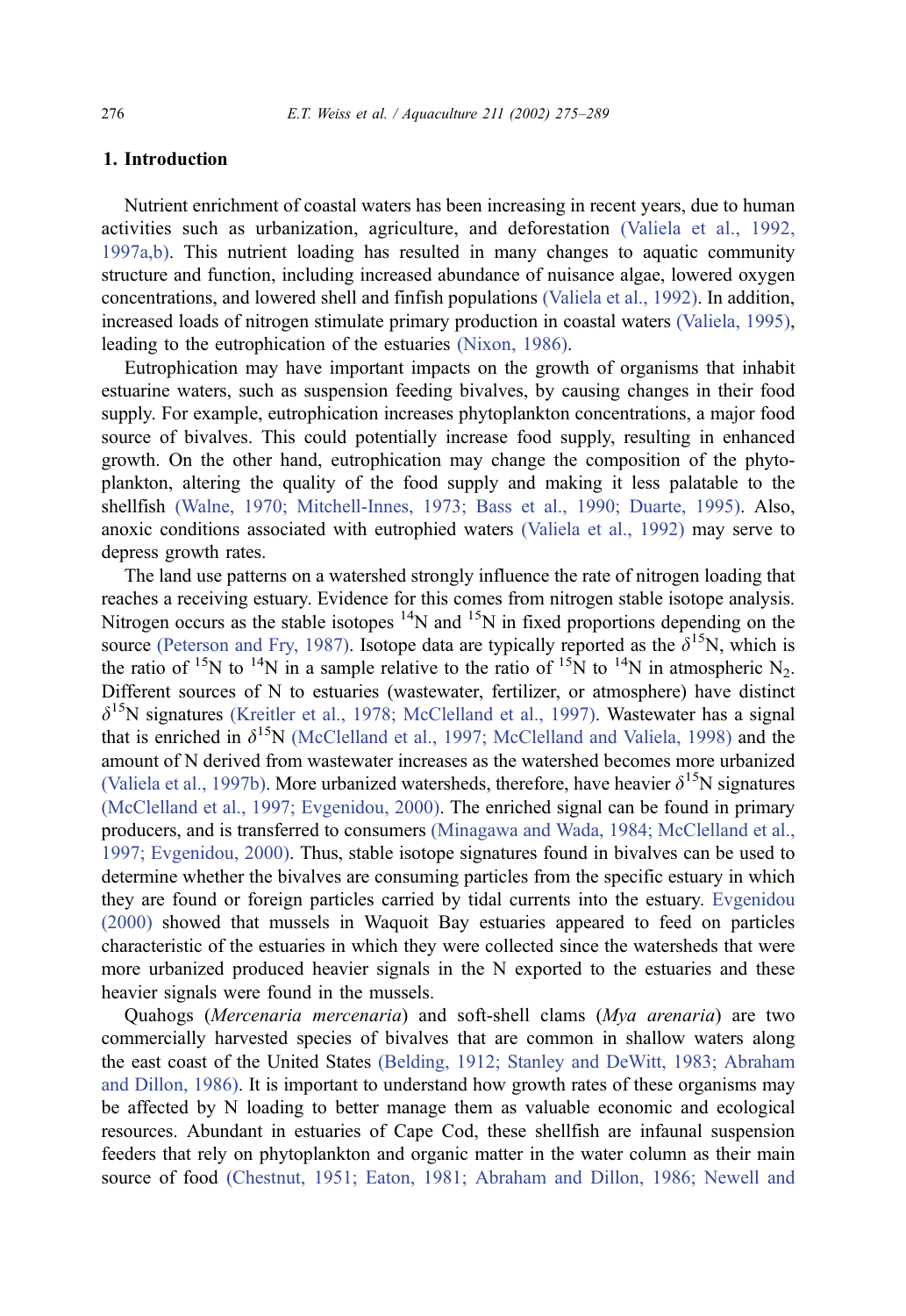## 1. Introduction

Nutrient enrichment of coastal waters has been increasing in recent years, due to human activities such as urbanization, agriculture, and deforestation (Valiela et al., 1992, 1997a,b). This nutrient loading has resulted in many changes to aquatic community structure and function, including increased abundance of nuisance algae, lowered oxygen concentrations, and lowered shell and finfish populations (Valiela et al., 1992). In addition, increased loads of nitrogen stimulate primary production in coastal waters (Valiela, 1995), leading to the eutrophication of the estuaries (Nixon, 1986).

Eutrophication may have important impacts on the growth of organisms that inhabit estuarine waters, such as suspension feeding bivalves, by causing changes in their food supply. For example, eutrophication increases phytoplankton concentrations, a major food source of bivalves. This could potentially increase food supply, resulting in enhanced growth. On the other hand, eutrophication may change the composition of the phytoplankton, altering the quality of the food supply and making it less palatable to the shellfish (Walne, 1970; Mitchell-Innes, 1973; Bass et al., 1990; Duarte, 1995). Also, anoxic conditions associated with eutrophied waters (Valiela et al., 1992) may serve to depress growth rates.

The land use patterns on a watershed strongly influence the rate of nitrogen loading that reaches a receiving estuary. Evidence for this comes from nitrogen stable isotope analysis. Nitrogen occurs as the stable isotopes $^{14}N$ and $^{15}N$ in fixed proportions depending on the source (Peterson and Fry, 1987). Isotope data are typically reported as the $\delta^{15}N$, which is the ratio of $^{15}N$ to $^{14}N$ in a sample relative to the ratio of $^{15}N$ to $^{14}N$ in atmospheric $N_2$. Different sources of N to estuaries (wastewater, fertilizer, or atmosphere) have distinct $\delta^{15}N$ signatures (Kreitler et al., 1978; McClelland et al., 1997). Wastewater has a signal that is enriched in $\delta^{15}N$ (McClelland et al., 1997; McClelland and Valiela, 1998) and the amount of N derived from wastewater increases as the watershed becomes more urbanized (Valiela et al., 1997b). More urbanized watersheds, therefore, have heavier $\delta^{15}N$ signatures (McClelland et al., 1997; Evgenidou, 2000). The enriched signal can be found in primary producers, and is transferred to consumers (Minagawa and Wada, 1984; McClelland et al., 1997; Evgenidou, 2000). Thus, stable isotope signatures found in bivalves can be used to determine whether the bivalves are consuming particles from the specific estuary in which they are found or foreign particles carried by tidal currents into the estuary. Evgenidou (2000) showed that mussels in Waquoit Bay estuaries appeared to feed on particles characteristic of the estuaries in which they were collected since the watersheds that were more urbanized produced heavier signals in the N exported to the estuaries and these heavier signals were found in the mussels.

Quahogs (*Mercenaria mercenaria*) and soft-shell clams (*Mya arenaria*) are two commercially harvested species of bivalves that are common in shallow waters along the east coast of the United States (Belding, 1912; Stanley and DeWitt, 1983; Abraham and Dillon, 1986). It is important to understand how growth rates of these organisms may be affected by N loading to better manage them as valuable economic and ecological resources. Abundant in estuaries of Cape Cod, these shellfish are infaunal suspension feeders that rely on phytoplankton and organic matter in the water column as their main source of food (Chestnut, 1951; Eaton, 1981; Abraham and Dillon, 1986; Newell and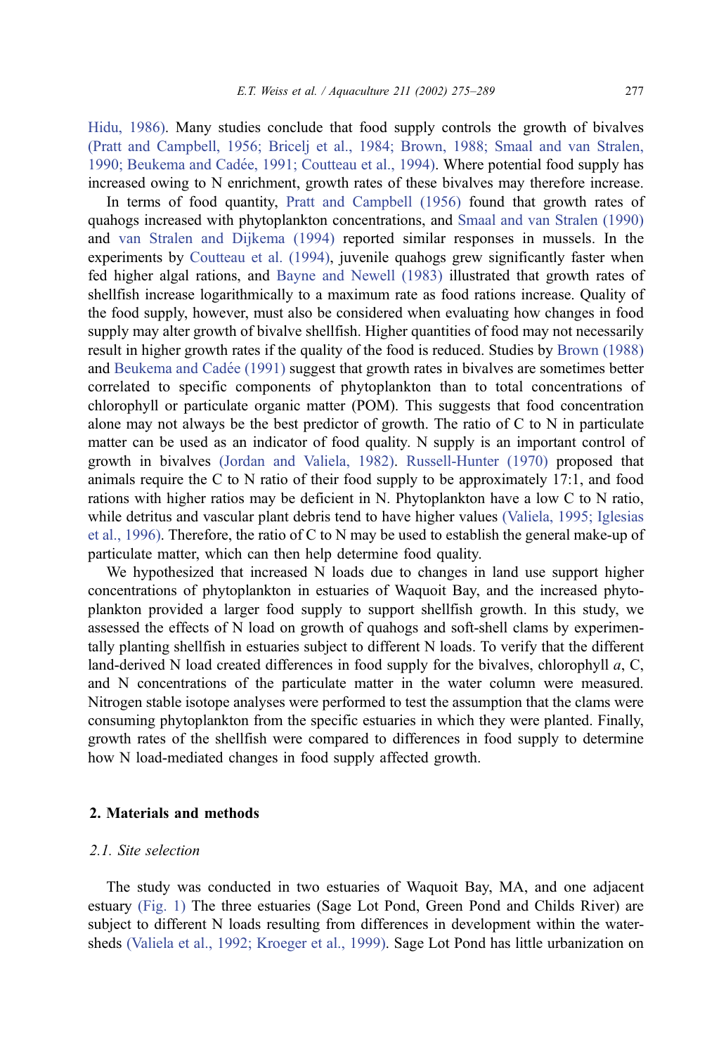Hidu, 1986). Many studies conclude that food supply controls the growth of bivalves (Pratt and Campbell, 1956; Bricelj et al., 1984; Brown, 1988; Smaal and van Stralen, 1990; Beukema and Cadée, 1991; Coutteau et al., 1994). Where potential food supply has increased owing to N enrichment, growth rates of these bivalves may therefore increase.

In terms of food quantity, Pratt and Campbell (1956) found that growth rates of quahogs increased with phytoplankton concentrations, and Smaal and van Stralen (1990) and van Stralen and Dijkema (1994) reported similar responses in mussels. In the experiments by Coutteau et al. (1994), juvenile quahogs grew significantly faster when fed higher algal rations, and Bayne and Newell (1983) illustrated that growth rates of shellfish increase logarithmically to a maximum rate as food rations increase. Quality of the food supply, however, must also be considered when evaluating how changes in food supply may alter growth of bivalve shellfish. Higher quantities of food may not necessarily result in higher growth rates if the quality of the food is reduced. Studies by Brown (1988) and Beukema and Cadée (1991) suggest that growth rates in bivalves are sometimes better correlated to specific components of phytoplankton than to total concentrations of chlorophyll or particulate organic matter (POM). This suggests that food concentration alone may not always be the best predictor of growth. The ratio of C to N in particulate matter can be used as an indicator of food quality. N supply is an important control of growth in bivalves (Jordan and Valiela, 1982). Russell-Hunter (1970) proposed that animals require the C to N ratio of their food supply to be approximately 17:1, and food rations with higher ratios may be deficient in N. Phytoplankton have a low C to N ratio, while detritus and vascular plant debris tend to have higher values (Valiela, 1995; Iglesias et al., 1996). Therefore, the ratio of C to N may be used to establish the general make-up of particulate matter, which can then help determine food quality.

We hypothesized that increased N loads due to changes in land use support higher concentrations of phytoplankton in estuaries of Waquoit Bay, and the increased phytoplankton provided a larger food supply to support shellfish growth. In this study, we assessed the effects of N load on growth of quahogs and soft-shell clams by experimentally planting shellfish in estuaries subject to different N loads. To verify that the different land-derived N load created differences in food supply for the bivalves, chlorophyll *a*, C, and N concentrations of the particulate matter in the water column were measured. Nitrogen stable isotope analyses were performed to test the assumption that the clams were consuming phytoplankton from the specific estuaries in which they were planted. Finally, growth rates of the shellfish were compared to differences in food supply to determine how N load-mediated changes in food supply affected growth.

## 2. Materials and methods

### 2.1. Site selection

The study was conducted in two estuaries of Waquoit Bay, MA, and one adjacent estuary (Fig. 1) The three estuaries (Sage Lot Pond, Green Pond and Childs River) are subject to different N loads resulting from differences in development within the watersheds (Valiela et al., 1992; Kroeger et al., 1999). Sage Lot Pond has little urbanization on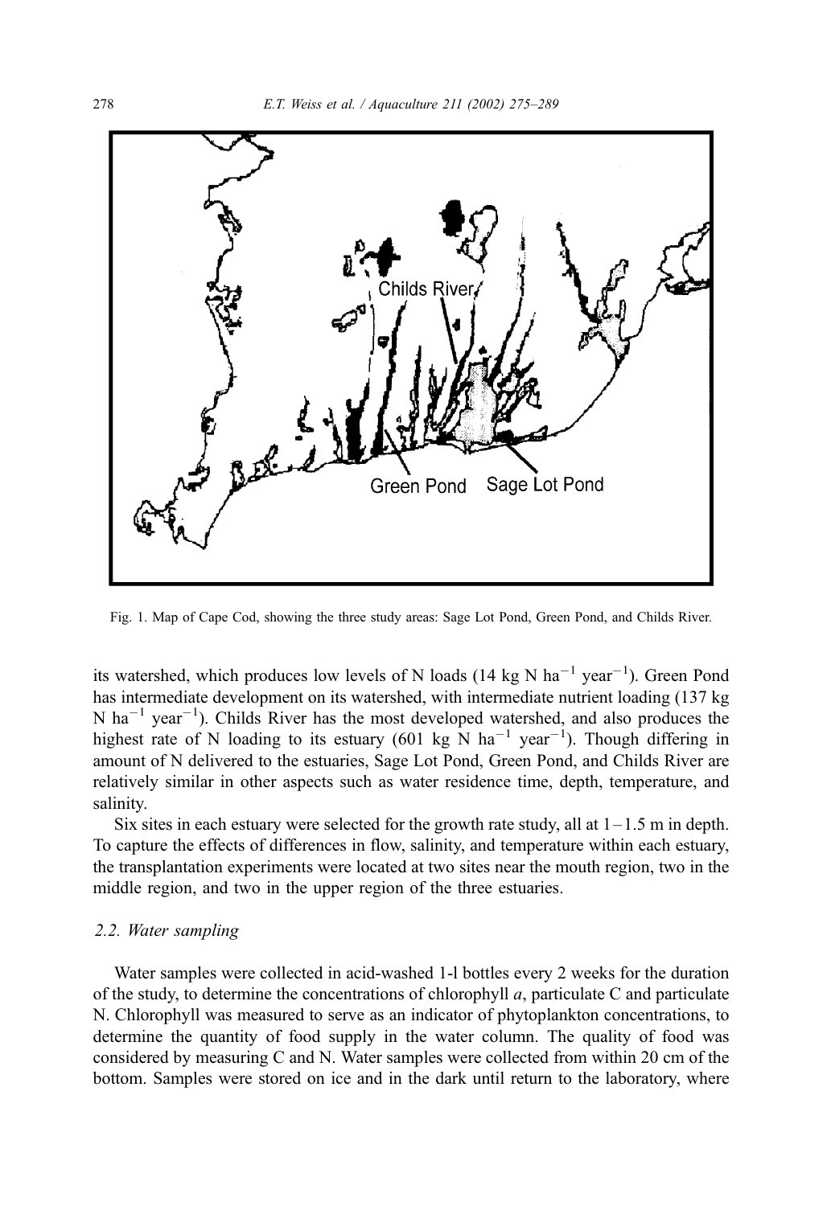Fig. 1. Map of Cape Cod, showing the three study areas: Sage Lot Pond, Green Pond, and Childs River.

its watershed, which produces low levels of N loads (14 kg N $ha^{-1}$ $year^{-1}$). Green Pond has intermediate development on its watershed, with intermediate nutrient loading (137 kg N $ha^{-1}$ $year^{-1}$). Childs River has the most developed watershed, and also produces the highest rate of N loading to its estuary (601 kg N $ha^{-1}$ $year^{-1}$). Though differing in amount of N delivered to the estuaries, Sage Lot Pond, Green Pond, and Childs River are relatively similar in other aspects such as water residence time, depth, temperature, and salinity.

Six sites in each estuary were selected for the growth rate study, all at 1–1.5 m in depth. To capture the effects of differences in flow, salinity, and temperature within each estuary, the transplantation experiments were located at two sites near the mouth region, two in the middle region, and two in the upper region of the three estuaries.

### *2.2. Water sampling*

Water samples were collected in acid-washed 1-l bottles every 2 weeks for the duration of the study, to determine the concentrations of chlorophyll *a*, particulate C and particulate N. Chlorophyll was measured to serve as an indicator of phytoplankton concentrations, to determine the quantity of food supply in the water column. The quality of food was considered by measuring C and N. Water samples were collected from within 20 cm of the bottom. Samples were stored on ice and in the dark until return to the laboratory, where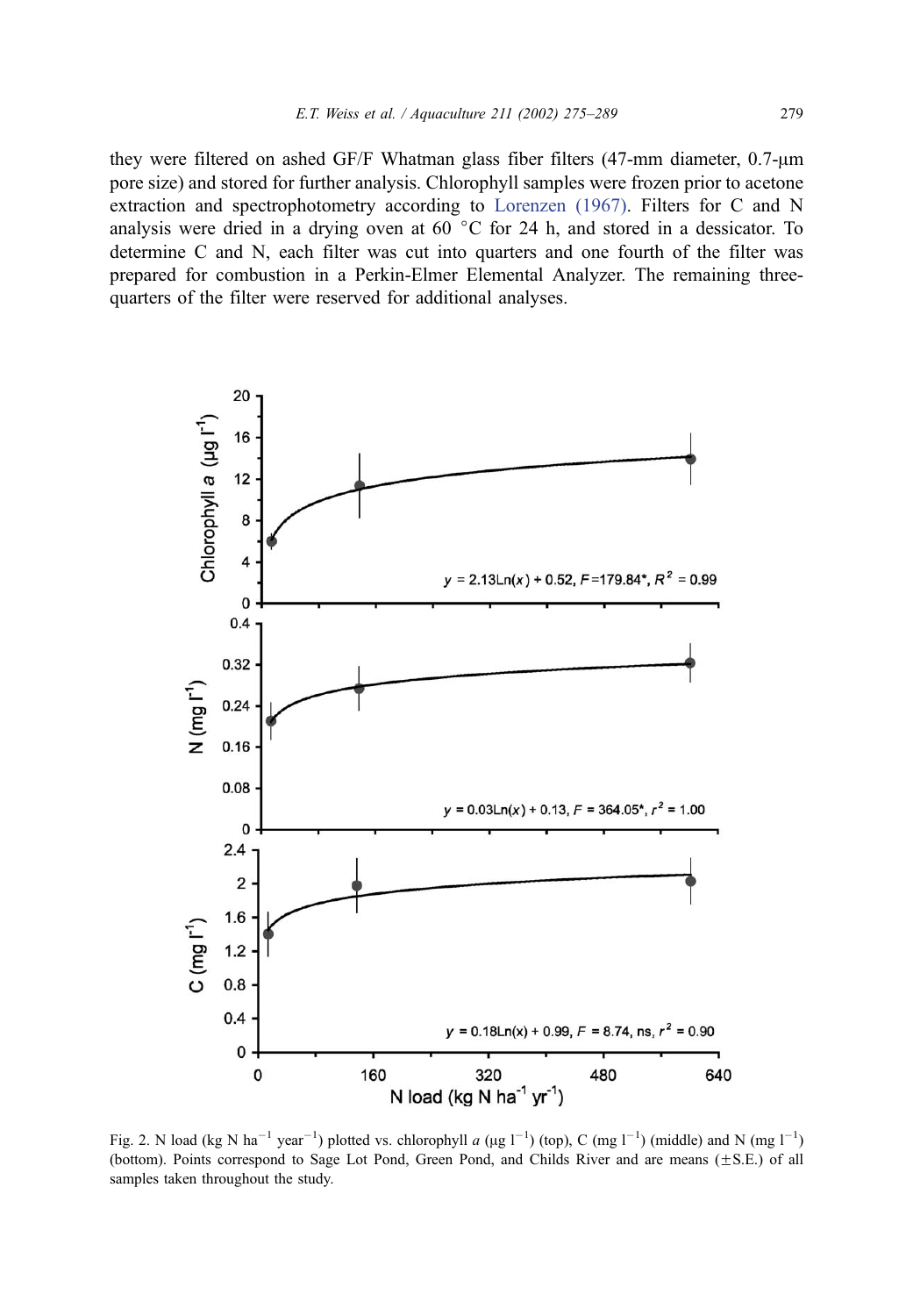they were filtered on ashed GF/F Whatman glass fiber filters (47-mm diameter, 0.7-μm pore size) and stored for further analysis. Chlorophyll samples were frozen prior to acetone extraction and spectrophotometry according to Lorenzen (1967). Filters for C and N analysis were dried in a drying oven at 60 °C for 24 h, and stored in a dessicator. To determine C and N, each filter was cut into quarters and one fourth of the filter was prepared for combustion in a Perkin-Elmer Elemental Analyzer. The remaining three-quarters of the filter were reserved for additional analyses.

Fig. 2. N load (kg N $ha^{-1}$ $year^{-1}$) plotted vs. chlorophyll *a* (μg $l^{-1}$) (top), C (mg $l^{-1}$) (middle) and N (mg $l^{-1}$) (bottom). Points correspond to Sage Lot Pond, Green Pond, and Childs River and are means (±S.E.) of all samples taken throughout the study.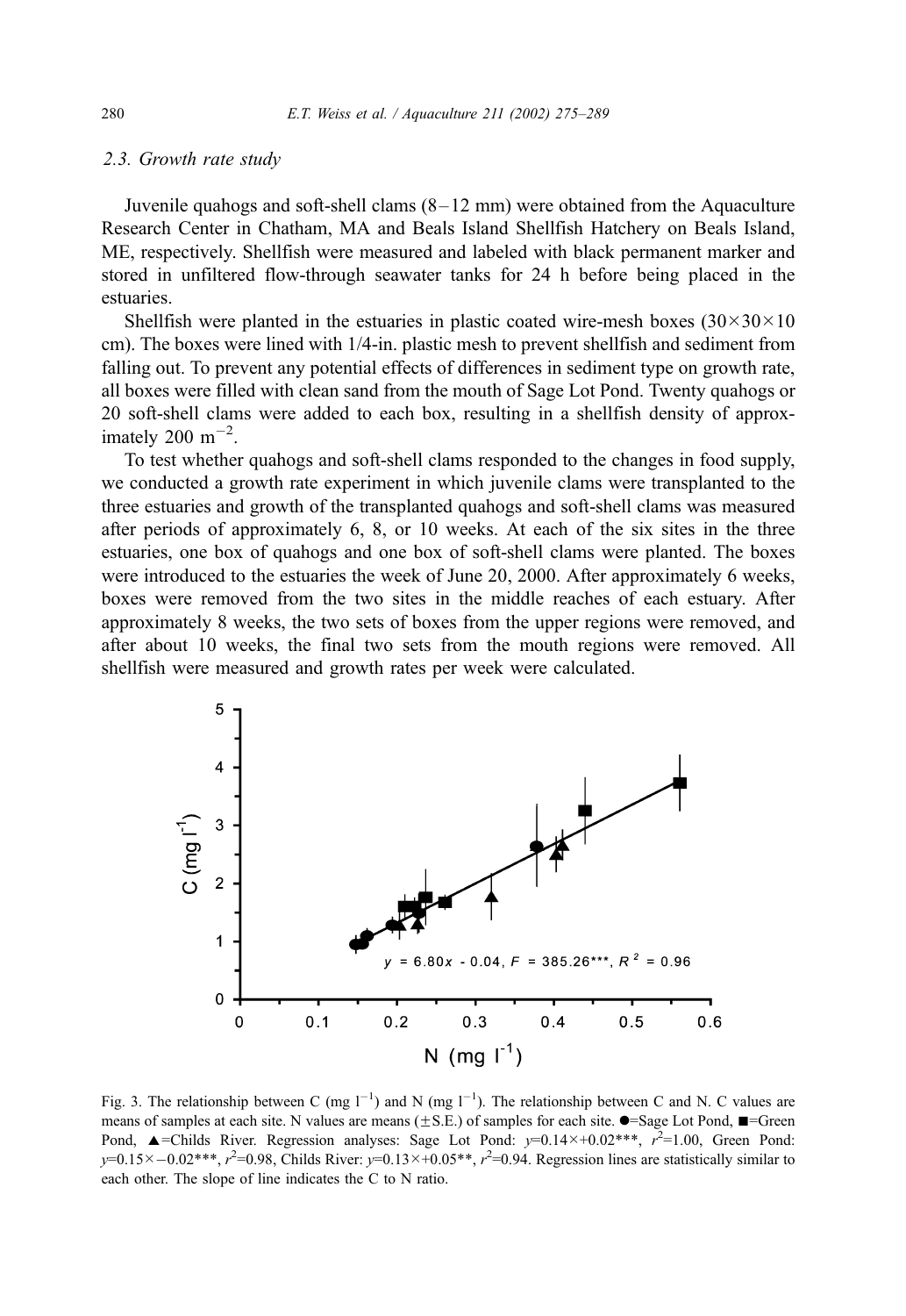### 2.3. Growth rate study

Juvenile quahogs and soft-shell clams (8–12 mm) were obtained from the Aquaculture Research Center in Chatham, MA and Beals Island Shellfish Hatchery on Beals Island, ME, respectively. Shellfish were measured and labeled with black permanent marker and stored in unfiltered flow-through seawater tanks for 24 h before being placed in the estuaries.

Shellfish were planted in the estuaries in plastic coated wire-mesh boxes (30×30×10 cm). The boxes were lined with 1/4-in. plastic mesh to prevent shellfish and sediment from falling out. To prevent any potential effects of differences in sediment type on growth rate, all boxes were filled with clean sand from the mouth of Sage Lot Pond. Twenty quahogs or 20 soft-shell clams were added to each box, resulting in a shellfish density of approximately 200 $m^{-2}$.

To test whether quahogs and soft-shell clams responded to the changes in food supply, we conducted a growth rate experiment in which juvenile clams were transplanted to the three estuaries and growth of the transplanted quahogs and soft-shell clams was measured after periods of approximately 6, 8, or 10 weeks. At each of the six sites in the three estuaries, one box of quahogs and one box of soft-shell clams were planted. The boxes were introduced to the estuaries the week of June 20, 2000. After approximately 6 weeks, boxes were removed from the two sites in the middle reaches of each estuary. After approximately 8 weeks, the two sets of boxes from the upper regions were removed, and after about 10 weeks, the final two sets from the mouth regions were removed. All shellfish were measured and growth rates per week were calculated.

Fig. 3. The relationship between C (mg $l^{-1}$) and N (mg $l^{-1}$). The relationship between C and N. C values are means of samples at each site. N values are means (±S.E.) of samples for each site. ●=Sage Lot Pond, ■=Green Pond, ▲=Childs River. Regression analyses: Sage Lot Pond: $y=0.14\times+0.02$***, $r^2=1.00$, Green Pond: $y=0.15\times-0.02$***, $r^2=0.98$, Childs River: $y=0.13\times+0.05$**, $r^2=0.94$. Regression lines are statistically similar to each other. The slope of line indicates the C to N ratio.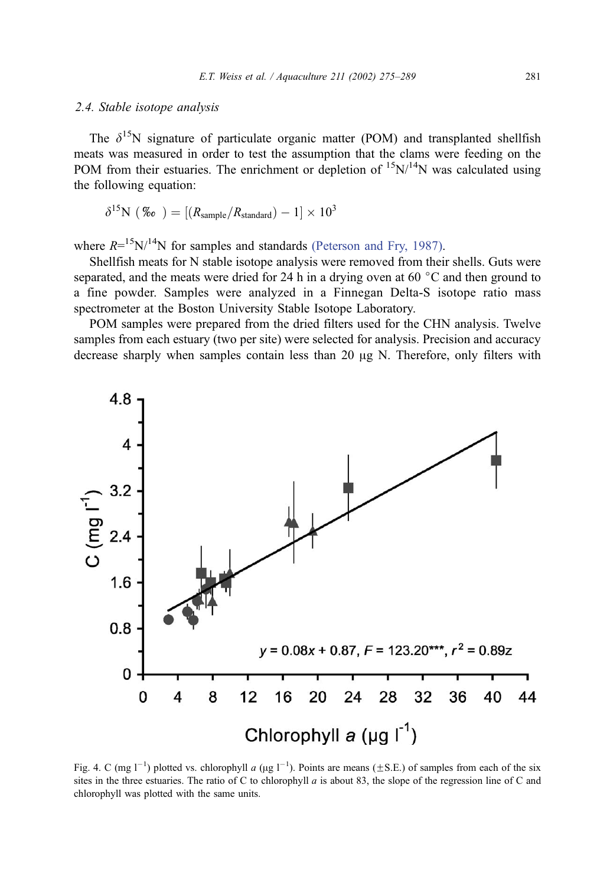### 2.4. Stable isotope analysis

The $\delta^{15}N$ signature of particulate organic matter (POM) and transplanted shellfish meats was measured in order to test the assumption that the clams were feeding on the POM from their estuaries. The enrichment or depletion of $^{15}N/^{14}N$ was calculated using the following equation:

$$\delta^{15}N\ (‰) = [(R_{sample}/R_{standard}) - 1] \times 10^3$$

where $R = ^{15}N/^{14}N$ for samples and standards (Peterson and Fry, 1987).

Shellfish meats for N stable isotope analysis were removed from their shells. Guts were separated, and the meats were dried for 24 h in a drying oven at 60 °C and then ground to a fine powder. Samples were analyzed in a Finnegan Delta-S isotope ratio mass spectrometer at the Boston University Stable Isotope Laboratory.

POM samples were prepared from the dried filters used for the CHN analysis. Twelve samples from each estuary (two per site) were selected for analysis. Precision and accuracy decrease sharply when samples contain less than 20 μg N. Therefore, only filters with

Fig. 4. C (mg $l^{-1}$) plotted vs. chlorophyll *a* (μg $l^{-1}$). Points are means (±S.E.) of samples from each of the six sites in the three estuaries. The ratio of C to chlorophyll *a* is about 83, the slope of the regression line of C and chlorophyll was plotted with the same units.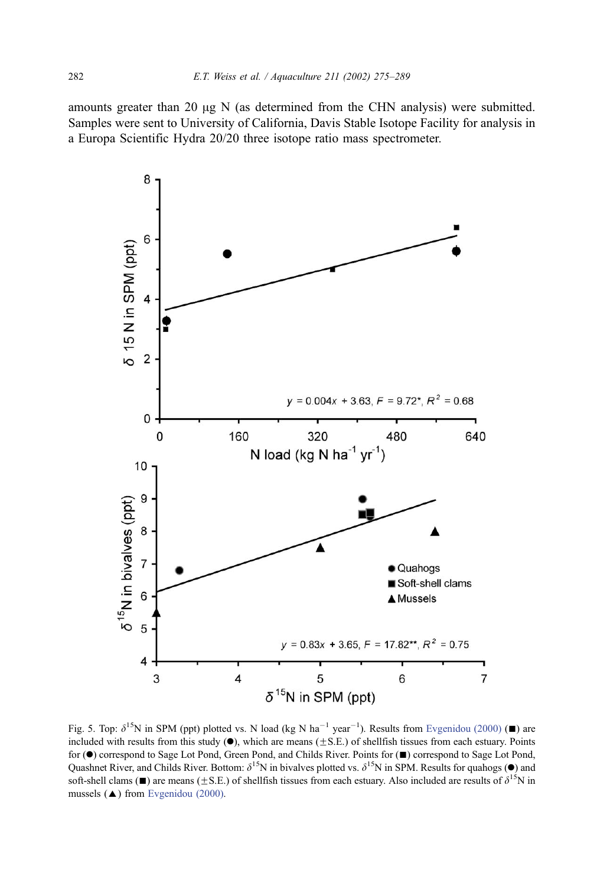amounts greater than 20 μg N (as determined from the CHN analysis) were submitted. Samples were sent to University of California, Davis Stable Isotope Facility for analysis in a Europa Scientific Hydra 20/20 three isotope ratio mass spectrometer.

Fig. 5. Top: $\delta^{15}$N in SPM (ppt) plotted vs. N load (kg N ha$^{-1}$ year$^{-1}$). Results from Evgenidou (2000) (■) are included with results from this study (●), which are means (±S.E.) of shellfish tissues from each estuary. Points for (●) correspond to Sage Lot Pond, Green Pond, and Childs River. Points for (■) correspond to Sage Lot Pond, Quashnet River, and Childs River. Bottom: $\delta^{15}$N in bivalves plotted vs. $\delta^{15}$N in SPM. Results for quahogs (●) and soft-shell clams (■) are means (±S.E.) of shellfish tissues from each estuary. Also included are results of $\delta^{15}$N in mussels (▲) from Evgenidou (2000).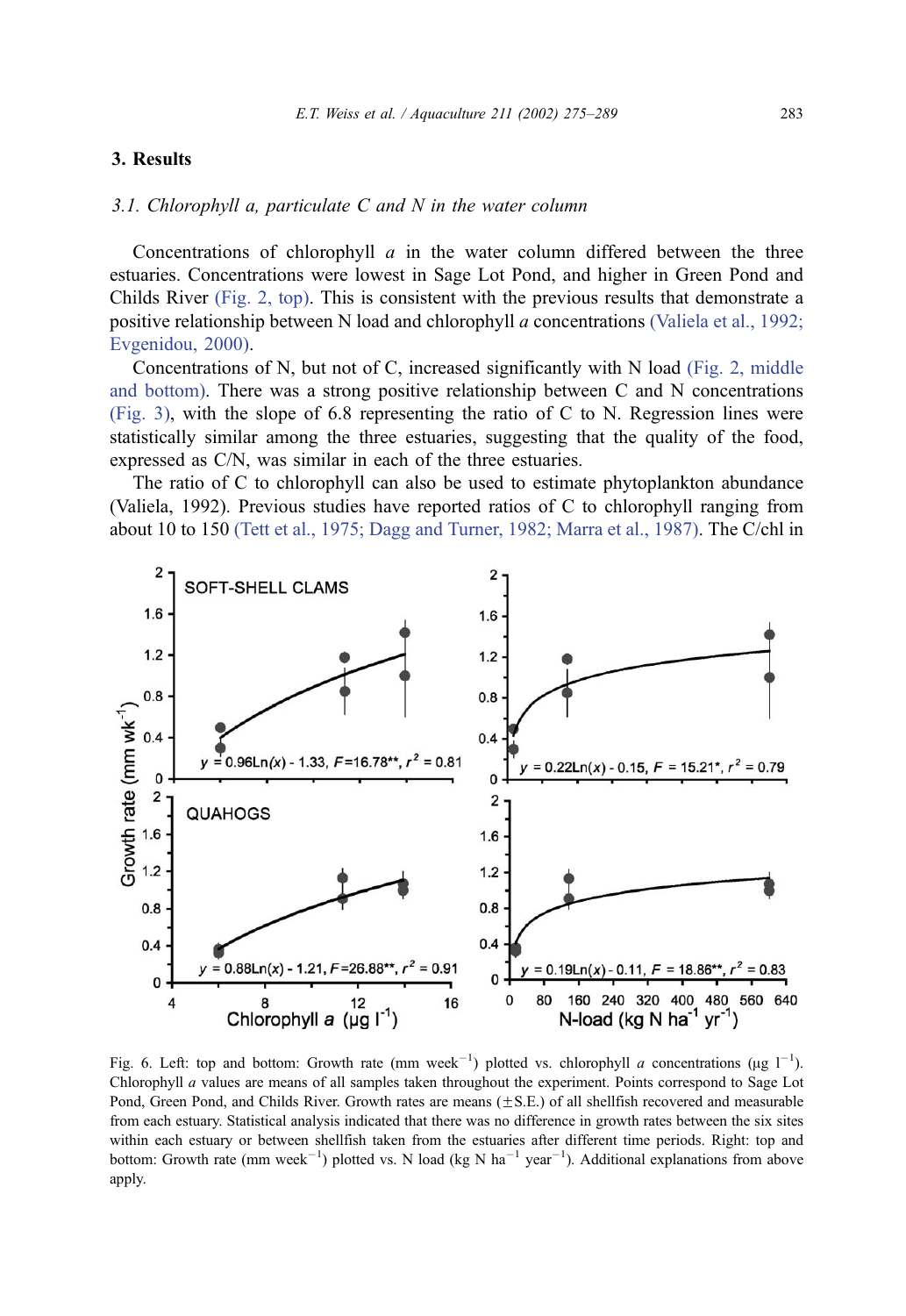## 3. Results

### 3.1. Chlorophyll *a*, particulate C and N in the water column

Concentrations of chlorophyll *a* in the water column differed between the three estuaries. Concentrations were lowest in Sage Lot Pond, and higher in Green Pond and Childs River (Fig. 2, top). This is consistent with the previous results that demonstrate a positive relationship between N load and chlorophyll *a* concentrations (Valiela et al., 1992; Evgenidou, 2000).

Concentrations of N, but not of C, increased significantly with N load (Fig. 2, middle and bottom). There was a strong positive relationship between C and N concentrations (Fig. 3), with the slope of 6.8 representing the ratio of C to N. Regression lines were statistically similar among the three estuaries, suggesting that the quality of the food, expressed as C/N, was similar in each of the three estuaries.

The ratio of C to chlorophyll can also be used to estimate phytoplankton abundance (Valiela, 1992). Previous studies have reported ratios of C to chlorophyll ranging from about 10 to 150 (Tett et al., 1975; Dagg and Turner, 1982; Marra et al., 1987). The C/chl in

Fig. 6. Left: top and bottom: Growth rate (mm week$^{-1}$) plotted vs. chlorophyll *a* concentrations (μg l$^{-1}$). Chlorophyll *a* values are means of all samples taken throughout the experiment. Points correspond to Sage Lot Pond, Green Pond, and Childs River. Growth rates are means (±S.E.) of all shellfish recovered and measurable from each estuary. Statistical analysis indicated that there was no difference in growth rates between the six sites within each estuary or between shellfish taken from the estuaries after different time periods. Right: top and bottom: Growth rate (mm week$^{-1}$) plotted vs. N load (kg N ha$^{-1}$ year$^{-1}$). Additional explanations from above apply.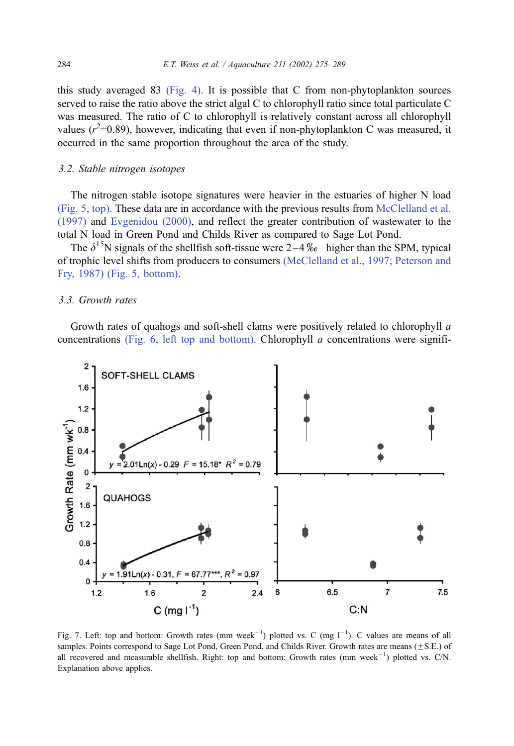this study averaged 83 (Fig. 4). It is possible that C from non-phytoplankton sources served to raise the ratio above the strict algal C to chlorophyll ratio since total particulate C was measured. The ratio of C to chlorophyll is relatively constant across all chlorophyll values ($r^2$=0.89), however, indicating that even if non-phytoplankton C was measured, it occurred in the same proportion throughout the area of the study.

### 3.2. Stable nitrogen isotopes

The nitrogen stable isotope signatures were heavier in the estuaries of higher N load (Fig. 5, top). These data are in accordance with the previous results from McClelland et al. (1997) and Evgenidou (2000), and reflect the greater contribution of wastewater to the total N load in Green Pond and Childs River as compared to Sage Lot Pond.

The $\delta^{15}$N signals of the shellfish soft-tissue were 2–4‰ higher than the SPM, typical of trophic level shifts from producers to consumers (McClelland et al., 1997; Peterson and Fry, 1987) (Fig. 5, bottom).

### 3.3. Growth rates

Growth rates of quahogs and soft-shell clams were positively related to chlorophyll *a* concentrations (Fig. 6, left top and bottom). Chlorophyll *a* concentrations were signifi-

Fig. 7. Left: top and bottom: Growth rates (mm week$^{-1}$) plotted vs. C (mg l$^{-1}$). C values are means of all samples. Points correspond to Sage Lot Pond, Green Pond, and Childs River. Growth rates are means (±S.E.) of all recovered and measurable shellfish. Right: top and bottom: Growth rates (mm week$^{-1}$) plotted vs. C/N. Explanation above applies.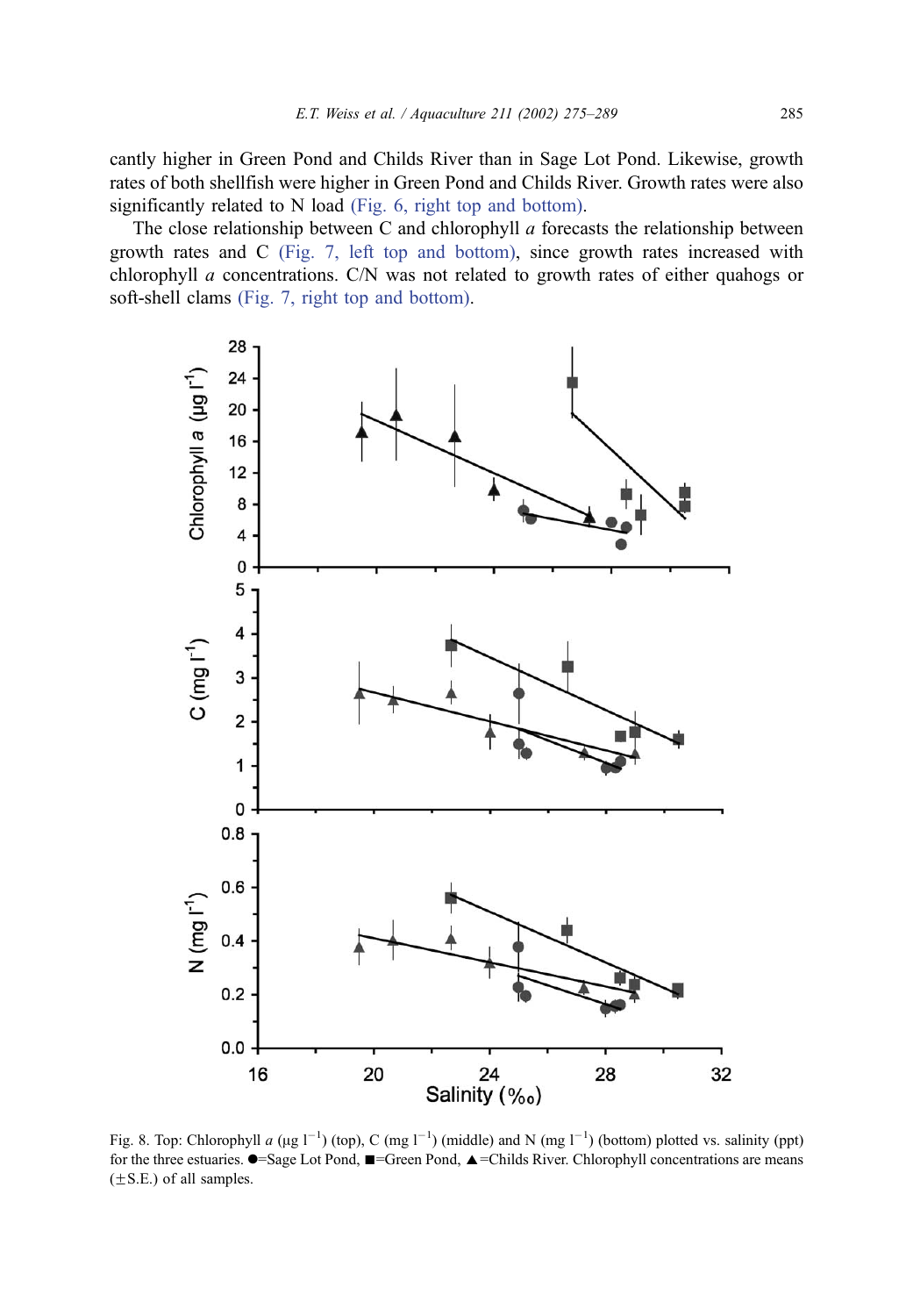cantly higher in Green Pond and Childs River than in Sage Lot Pond. Likewise, growth rates of both shellfish were higher in Green Pond and Childs River. Growth rates were also significantly related to N load (Fig. 6, right top and bottom).

The close relationship between C and chlorophyll *a* forecasts the relationship between growth rates and C (Fig. 7, left top and bottom), since growth rates increased with chlorophyll *a* concentrations. C/N was not related to growth rates of either quahogs or soft-shell clams (Fig. 7, right top and bottom).

Fig. 8. Top: Chlorophyll *a* (μg $l^{-1}$) (top), C (mg $l^{-1}$) (middle) and N (mg $l^{-1}$) (bottom) plotted vs. salinity (ppt) for the three estuaries. ●=Sage Lot Pond, ■=Green Pond, ▲=Childs River. Chlorophyll concentrations are means (±S.E.) of all samples.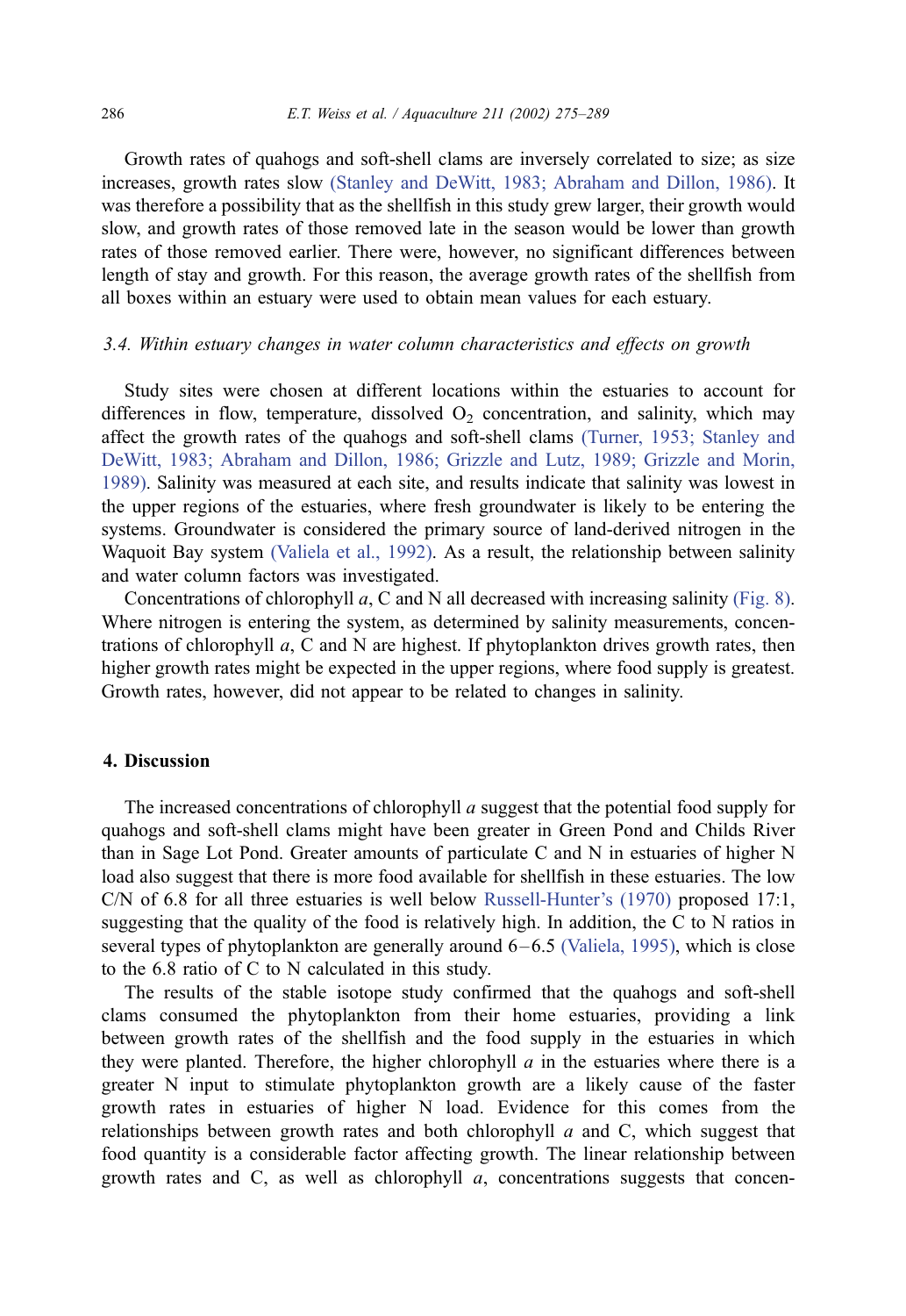Growth rates of quahogs and soft-shell clams are inversely correlated to size; as size increases, growth rates slow (Stanley and DeWitt, 1983; Abraham and Dillon, 1986). It was therefore a possibility that as the shellfish in this study grew larger, their growth would slow, and growth rates of those removed late in the season would be lower than growth rates of those removed earlier. There were, however, no significant differences between length of stay and growth. For this reason, the average growth rates of the shellfish from all boxes within an estuary were used to obtain mean values for each estuary.

### *3.4. Within estuary changes in water column characteristics and effects on growth*

Study sites were chosen at different locations within the estuaries to account for differences in flow, temperature, dissolved $O_2$ concentration, and salinity, which may affect the growth rates of the quahogs and soft-shell clams (Turner, 1953; Stanley and DeWitt, 1983; Abraham and Dillon, 1986; Grizzle and Lutz, 1989; Grizzle and Morin, 1989). Salinity was measured at each site, and results indicate that salinity was lowest in the upper regions of the estuaries, where fresh groundwater is likely to be entering the systems. Groundwater is considered the primary source of land-derived nitrogen in the Waquoit Bay system (Valiela et al., 1992). As a result, the relationship between salinity and water column factors was investigated.

Concentrations of chlorophyll *a*, C and N all decreased with increasing salinity (Fig. 8). Where nitrogen is entering the system, as determined by salinity measurements, concentrations of chlorophyll *a*, C and N are highest. If phytoplankton drives growth rates, then higher growth rates might be expected in the upper regions, where food supply is greatest. Growth rates, however, did not appear to be related to changes in salinity.

## 4. Discussion

The increased concentrations of chlorophyll *a* suggest that the potential food supply for quahogs and soft-shell clams might have been greater in Green Pond and Childs River than in Sage Lot Pond. Greater amounts of particulate C and N in estuaries of higher N load also suggest that there is more food available for shellfish in these estuaries. The low C/N of 6.8 for all three estuaries is well below Russell-Hunter's (1970) proposed 17:1, suggesting that the quality of the food is relatively high. In addition, the C to N ratios in several types of phytoplankton are generally around 6–6.5 (Valiela, 1995), which is close to the 6.8 ratio of C to N calculated in this study.

The results of the stable isotope study confirmed that the quahogs and soft-shell clams consumed the phytoplankton from their home estuaries, providing a link between growth rates of the shellfish and the food supply in the estuaries in which they were planted. Therefore, the higher chlorophyll *a* in the estuaries where there is a greater N input to stimulate phytoplankton growth are a likely cause of the faster growth rates in estuaries of higher N load. Evidence for this comes from the relationships between growth rates and both chlorophyll *a* and C, which suggest that food quantity is a considerable factor affecting growth. The linear relationship between growth rates and C, as well as chlorophyll *a*, concentrations suggests that concen-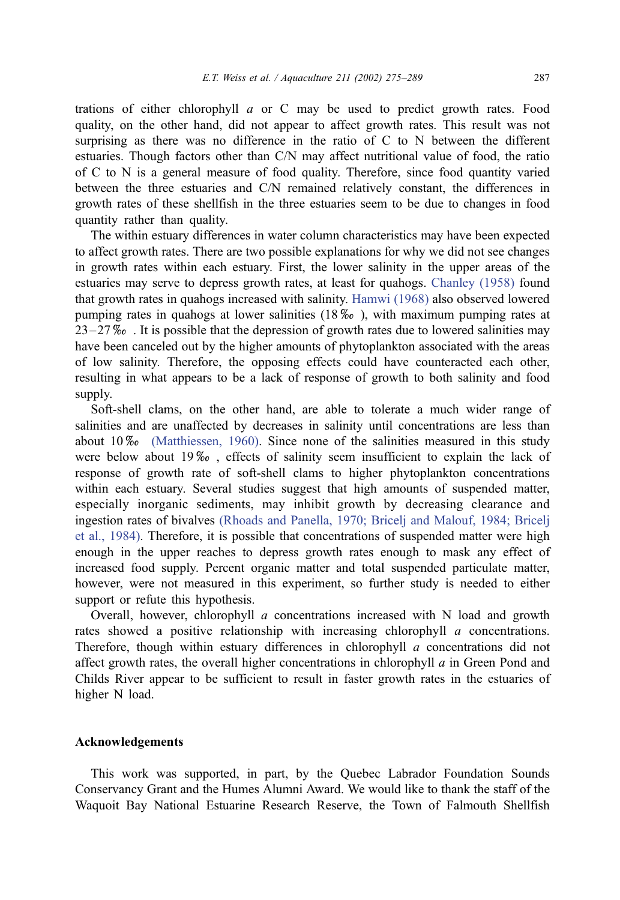trations of either chlorophyll *a* or C may be used to predict growth rates. Food quality, on the other hand, did not appear to affect growth rates. This result was not surprising as there was no difference in the ratio of C to N between the different estuaries. Though factors other than C/N may affect nutritional value of food, the ratio of C to N is a general measure of food quality. Therefore, since food quantity varied between the three estuaries and C/N remained relatively constant, the differences in growth rates of these shellfish in the three estuaries seem to be due to changes in food quantity rather than quality.

The within estuary differences in water column characteristics may have been expected to affect growth rates. There are two possible explanations for why we did not see changes in growth rates within each estuary. First, the lower salinity in the upper areas of the estuaries may serve to depress growth rates, at least for quahogs. Chanley (1958) found that growth rates in quahogs increased with salinity. Hamwi (1968) also observed lowered pumping rates in quahogs at lower salinities (18‰), with maximum pumping rates at 23–27‰. It is possible that the depression of growth rates due to lowered salinities may have been canceled out by the higher amounts of phytoplankton associated with the areas of low salinity. Therefore, the opposing effects could have counteracted each other, resulting in what appears to be a lack of response of growth to both salinity and food supply.

Soft-shell clams, on the other hand, are able to tolerate a much wider range of salinities and are unaffected by decreases in salinity until concentrations are less than about 10‰ (Matthiessen, 1960). Since none of the salinities measured in this study were below about 19‰, effects of salinity seem insufficient to explain the lack of response of growth rate of soft-shell clams to higher phytoplankton concentrations within each estuary. Several studies suggest that high amounts of suspended matter, especially inorganic sediments, may inhibit growth by decreasing clearance and ingestion rates of bivalves (Rhoads and Panella, 1970; Bricelj and Malouf, 1984; Bricelj et al., 1984). Therefore, it is possible that concentrations of suspended matter were high enough in the upper reaches to depress growth rates enough to mask any effect of increased food supply. Percent organic matter and total suspended particulate matter, however, were not measured in this experiment, so further study is needed to either support or refute this hypothesis.

Overall, however, chlorophyll *a* concentrations increased with N load and growth rates showed a positive relationship with increasing chlorophyll *a* concentrations. Therefore, though within estuary differences in chlorophyll *a* concentrations did not affect growth rates, the overall higher concentrations in chlorophyll *a* in Green Pond and Childs River appear to be sufficient to result in faster growth rates in the estuaries of higher N load.

## Acknowledgements

This work was supported, in part, by the Quebec Labrador Foundation Sounds Conservancy Grant and the Humes Alumni Award. We would like to thank the staff of the Waquoit Bay National Estuarine Research Reserve, the Town of Falmouth Shellfish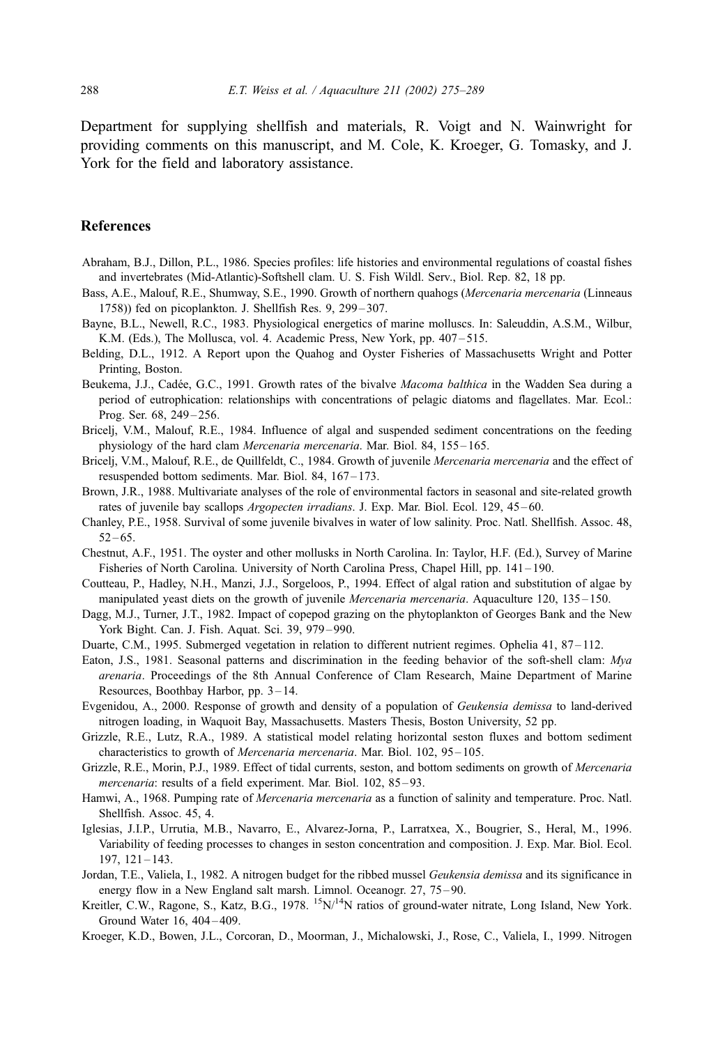Department for supplying shellfish and materials, R. Voigt and N. Wainwright for providing comments on this manuscript, and M. Cole, K. Kroeger, G. Tomasky, and J. York for the field and laboratory assistance.

## References

Abraham, B.J., Dillon, P.L., 1986. Species profiles: life histories and environmental regulations of coastal fishes and invertebrates (Mid-Atlantic)-Softshell clam. U. S. Fish Wildl. Serv., Biol. Rep. 82, 18 pp.

Bass, A.E., Malouf, R.E., Shumway, S.E., 1990. Growth of northern quahogs (*Mercenaria mercenaria* (Linneaus 1758)) fed on picoplankton. J. Shellfish Res. 9, 299–307.

Bayne, B.L., Newell, R.C., 1983. Physiological energetics of marine molluscs. In: Saleuddin, A.S.M., Wilbur, K.M. (Eds.), The Mollusca, vol. 4. Academic Press, New York, pp. 407–515.

Belding, D.L., 1912. A Report upon the Quahog and Oyster Fisheries of Massachusetts Wright and Potter Printing, Boston.

Beukema, J.J., Cadée, G.C., 1991. Growth rates of the bivalve *Macoma balthica* in the Wadden Sea during a period of eutrophication: relationships with concentrations of pelagic diatoms and flagellates. Mar. Ecol.: Prog. Ser. 68, 249–256.

Bricelj, V.M., Malouf, R.E., 1984. Influence of algal and suspended sediment concentrations on the feeding physiology of the hard clam *Mercenaria mercenaria*. Mar. Biol. 84, 155–165.

Bricelj, V.M., Malouf, R.E., de Quillfeldt, C., 1984. Growth of juvenile *Mercenaria mercenaria* and the effect of resuspended bottom sediments. Mar. Biol. 84, 167–173.

Brown, J.R., 1988. Multivariate analyses of the role of environmental factors in seasonal and site-related growth rates of juvenile bay scallops *Argopecten irradians*. J. Exp. Mar. Biol. Ecol. 129, 45–60.

Chanley, P.E., 1958. Survival of some juvenile bivalves in water of low salinity. Proc. Natl. Shellfish. Assoc. 48, 52–65.

Chestnut, A.F., 1951. The oyster and other mollusks in North Carolina. In: Taylor, H.F. (Ed.), Survey of Marine Fisheries of North Carolina. University of North Carolina Press, Chapel Hill, pp. 141–190.

Coutteau, P., Hadley, N.H., Manzi, J.J., Sorgeloos, P., 1994. Effect of algal ration and substitution of algae by manipulated yeast diets on the growth of juvenile *Mercenaria mercenaria*. Aquaculture 120, 135–150.

Dagg, M.J., Turner, J.T., 1982. Impact of copepod grazing on the phytoplankton of Georges Bank and the New York Bight. Can. J. Fish. Aquat. Sci. 39, 979–990.

Duarte, C.M., 1995. Submerged vegetation in relation to different nutrient regimes. Ophelia 41, 87–112.

Eaton, J.S., 1981. Seasonal patterns and discrimination in the feeding behavior of the soft-shell clam: *Mya arenaria*. Proceedings of the 8th Annual Conference of Clam Research, Maine Department of Marine Resources, Boothbay Harbor, pp. 3–14.

Evgenidou, A., 2000. Response of growth and density of a population of *Geukensia demissa* to land-derived nitrogen loading, in Waquoit Bay, Massachusetts. Masters Thesis, Boston University, 52 pp.

Grizzle, R.E., Lutz, R.A., 1989. A statistical model relating horizontal seston fluxes and bottom sediment characteristics to growth of *Mercenaria mercenaria*. Mar. Biol. 102, 95–105.

Grizzle, R.E., Morin, P.J., 1989. Effect of tidal currents, seston, and bottom sediments on growth of *Mercenaria mercenaria*: results of a field experiment. Mar. Biol. 102, 85–93.

Hamwi, A., 1968. Pumping rate of *Mercenaria mercenaria* as a function of salinity and temperature. Proc. Natl. Shellfish. Assoc. 45, 4.

Iglesias, J.I.P., Urrutia, M.B., Navarro, E., Alvarez-Jorna, P., Larratxea, X., Bougrier, S., Heral, M., 1996. Variability of feeding processes to changes in seston concentration and composition. J. Exp. Mar. Biol. Ecol. 197, 121–143.

Jordan, T.E., Valiela, I., 1982. A nitrogen budget for the ribbed mussel *Geukensia demissa* and its significance in energy flow in a New England salt marsh. Limnol. Oceanogr. 27, 75–90.

Kreitler, C.W., Ragone, S., Katz, B.G., 1978. $^{15}N/^{14}N$ ratios of ground-water nitrate, Long Island, New York. Ground Water 16, 404–409.

Kroeger, K.D., Bowen, J.L., Corcoran, D., Moorman, J., Michalowski, J., Rose, C., Valiela, I., 1999. Nitrogen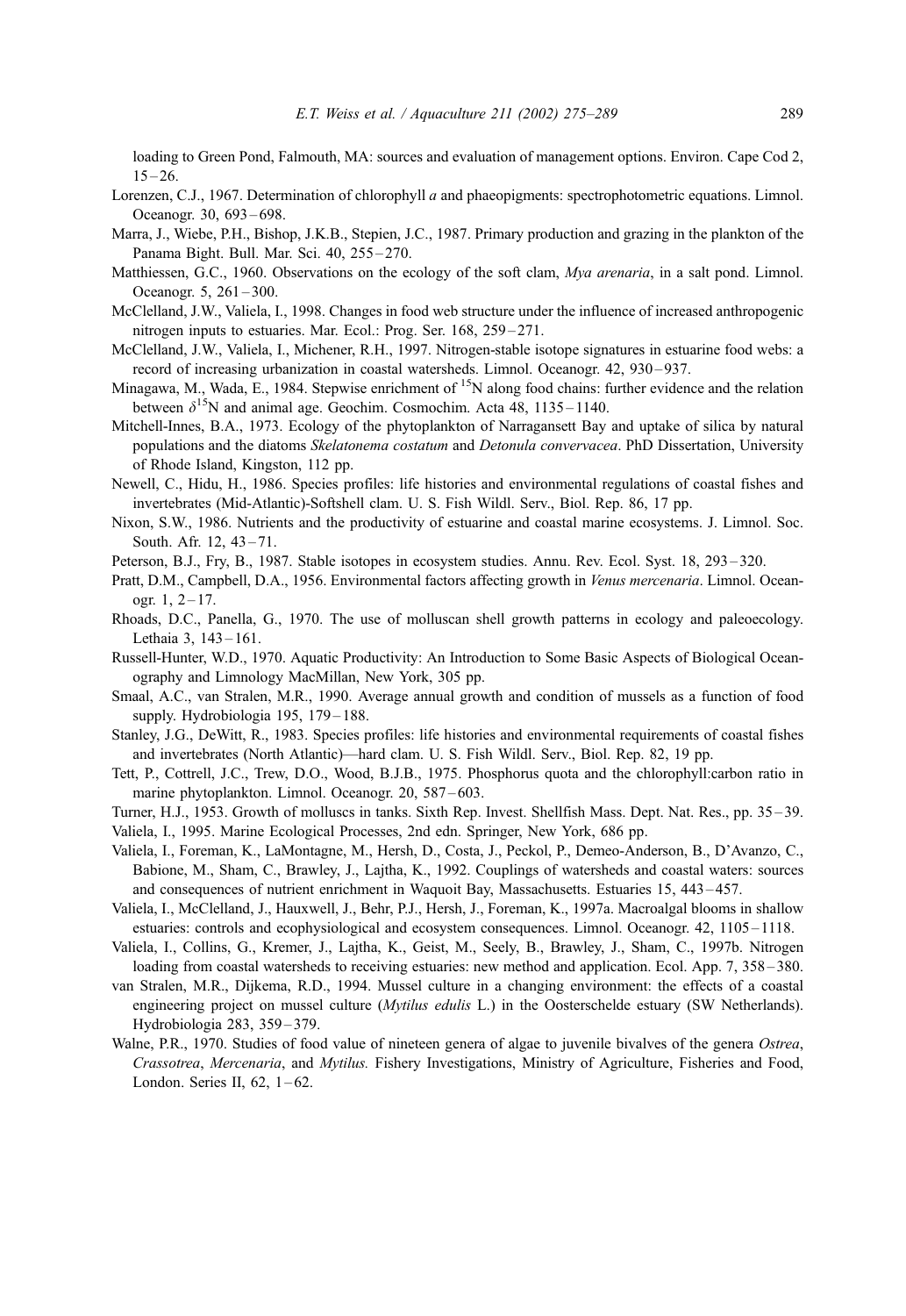loading to Green Pond, Falmouth, MA: sources and evaluation of management options. Environ. Cape Cod 2, 15–26.

Lorenzen, C.J., 1967. Determination of chlorophyll *a* and phaeopigments: spectrophotometric equations. Limnol. Oceanogr. 30, 693–698.

Marra, J., Wiebe, P.H., Bishop, J.K.B., Stepien, J.C., 1987. Primary production and grazing in the plankton of the Panama Bight. Bull. Mar. Sci. 40, 255–270.

Matthiessen, G.C., 1960. Observations on the ecology of the soft clam, *Mya arenaria*, in a salt pond. Limnol. Oceanogr. 5, 261–300.

McClelland, J.W., Valiela, I., 1998. Changes in food web structure under the influence of increased anthropogenic nitrogen inputs to estuaries. Mar. Ecol.: Prog. Ser. 168, 259–271.

McClelland, J.W., Valiela, I., Michener, R.H., 1997. Nitrogen-stable isotope signatures in estuarine food webs: a record of increasing urbanization in coastal watersheds. Limnol. Oceanogr. 42, 930–937.

Minagawa, M., Wada, E., 1984. Stepwise enrichment of $^{15}$N along food chains: further evidence and the relation between $\delta^{15}$N and animal age. Geochim. Cosmochim. Acta 48, 1135–1140.

Mitchell-Innes, B.A., 1973. Ecology of the phytoplankton of Narragansett Bay and uptake of silica by natural populations and the diatoms *Skelatonema costatum* and *Detonula convervacea*. PhD Dissertation, University of Rhode Island, Kingston, 112 pp.

Newell, C., Hidu, H., 1986. Species profiles: life histories and environmental regulations of coastal fishes and invertebrates (Mid-Atlantic)-Softshell clam. U. S. Fish Wildl. Serv., Biol. Rep. 86, 17 pp.

Nixon, S.W., 1986. Nutrients and the productivity of estuarine and coastal marine ecosystems. J. Limnol. Soc. South. Afr. 12, 43–71.

Peterson, B.J., Fry, B., 1987. Stable isotopes in ecosystem studies. Annu. Rev. Ecol. Syst. 18, 293–320.

Pratt, D.M., Campbell, D.A., 1956. Environmental factors affecting growth in *Venus mercenaria*. Limnol. Oceanogr. 1, 2–17.

Rhoads, D.C., Panella, G., 1970. The use of molluscan shell growth patterns in ecology and paleoecology. Lethaia 3, 143–161.

Russell-Hunter, W.D., 1970. Aquatic Productivity: An Introduction to Some Basic Aspects of Biological Oceanography and Limnology MacMillan, New York, 305 pp.

Smaal, A.C., van Stralen, M.R., 1990. Average annual growth and condition of mussels as a function of food supply. Hydrobiologia 195, 179–188.

Stanley, J.G., DeWitt, R., 1983. Species profiles: life histories and environmental requirements of coastal fishes and invertebrates (North Atlantic)—hard clam. U. S. Fish Wildl. Serv., Biol. Rep. 82, 19 pp.

Tett, P., Cottrell, J.C., Trew, D.O., Wood, B.J.B., 1975. Phosphorus quota and the chlorophyll:carbon ratio in marine phytoplankton. Limnol. Oceanogr. 20, 587–603.

Turner, H.J., 1953. Growth of molluscs in tanks. Sixth Rep. Invest. Shellfish Mass. Dept. Nat. Res., pp. 35–39.

Valiela, I., 1995. Marine Ecological Processes, 2nd edn. Springer, New York, 686 pp.

Valiela, I., Foreman, K., LaMontagne, M., Hersh, D., Costa, J., Peckol, P., Demeo-Anderson, B., D'Avanzo, C., Babione, M., Sham, C., Brawley, J., Lajtha, K., 1992. Couplings of watersheds and coastal waters: sources and consequences of nutrient enrichment in Waquoit Bay, Massachusetts. Estuaries 15, 443–457.

Valiela, I., McClelland, J., Hauxwell, J., Behr, P.J., Hersh, J., Foreman, K., 1997a. Macroalgal blooms in shallow estuaries: controls and ecophysiological and ecosystem consequences. Limnol. Oceanogr. 42, 1105–1118.

Valiela, I., Collins, G., Kremer, J., Lajtha, K., Geist, M., Seely, B., Brawley, J., Sham, C., 1997b. Nitrogen loading from coastal watersheds to receiving estuaries: new method and application. Ecol. App. 7, 358–380.

van Stralen, M.R., Dijkema, R.D., 1994. Mussel culture in a changing environment: the effects of a coastal engineering project on mussel culture (*Mytilus edulis* L.) in the Oosterschelde estuary (SW Netherlands). Hydrobiologia 283, 359–379.

Walne, P.R., 1970. Studies of food value of nineteen genera of algae to juvenile bivalves of the genera *Ostrea*, *Crassotrea*, *Mercenaria*, and *Mytilus.* Fishery Investigations, Ministry of Agriculture, Fisheries and Food, London. Series II, 62, 1–62.